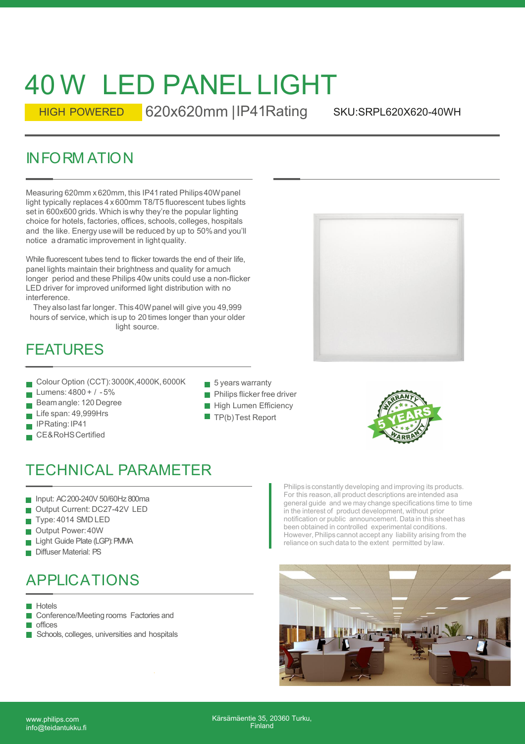# 40 W LED PANEL LIGHT

HIGH POWERED 620x620mm |IP41Rating SKU:SRPL620X620-40WH

## INFORMATION

Measuring 620mm x 620mm, this IP41 rated Philips 40W panel light typically replaces 4 x 600mm T8/T5 fluorescent tubes lights set in 600x600 grids. Which is why they're the popular lighting choice for hotels, factories, offices, schools, colleges, hospitals and the like. Energy use will be reduced by up to 50% and you'll notice a dramatic improvement in light quality.

While fluorescent tubes tend to flicker towards the end of their life, panel lights maintain their brightness and quality for a much longer period and these Philips 40w units could use a non-flicker LED driver for improved uniformed light distribution with no interference.

They also last far longer. This 40W panel will give you 49,999 hours of service, which is up to 20 times longer than your older light source.

## FEATURES

- Colour Option (CCT): 3000K,4000K, 6000K
- Lumens: 4800 + / - 5%
- Beam angle: 120 Degree
- Life span: 49,999Hrs
- IP Rating: IP41
- CE&RoHS Certified
- 5 years warranty
- Philips flicker free driver
- High Lumen Efficiency
- TP(b) Test Report

## TECHNICAL PARAMETER

- Input: AC200-240V 50/60Hz 800ma
- Output Current: DC27-42V LED
- Type: 4014 SMD LED
- Output Power: 40W
- Light Guide Plate (LGP): PMMA
- Diffuser Material: PS

Philips is constantly developing and improving its products. For this reason, all product descriptions are intended as a general guide and we may change specifications time to time in the interest of product development, without prior notification or public announcement. Data in this sheet has been obtained in controlled experimental conditions. However, Philips cannot accept any liability arising from the reliance on such data to the extent permitted by law.

## APPLICATIONS

- Hotels
- Conference/Meeting rooms Factories and offices
- Schools, colleges, universities and hospitals

www.philips.com
info@teidantukku.fi

Kärsämäentie 35, 20360 Turku, Finland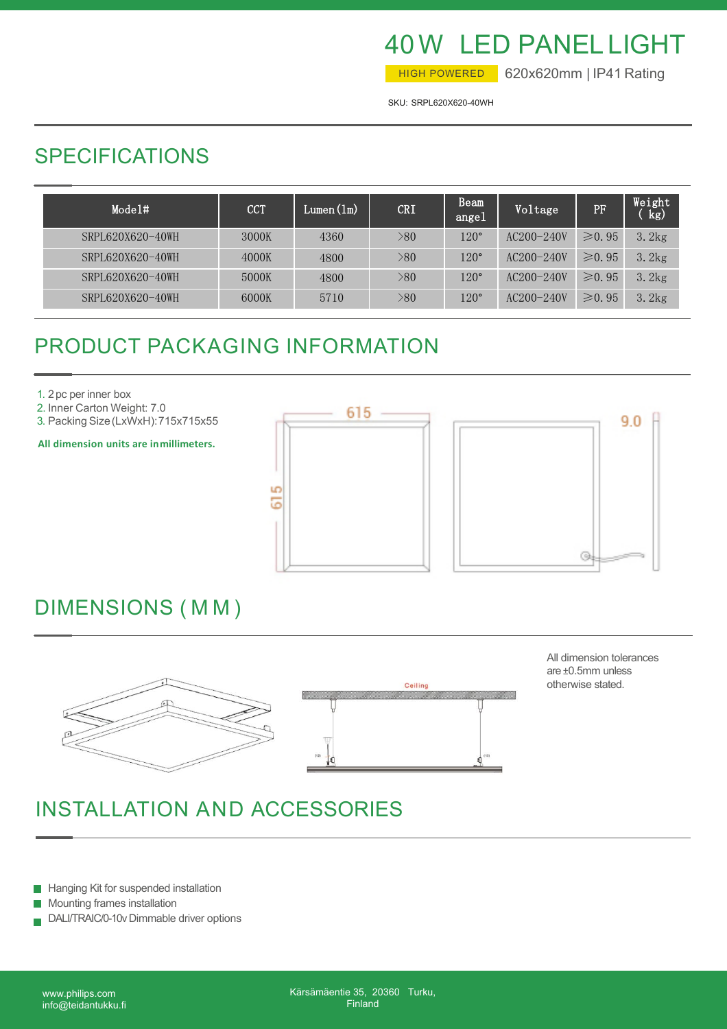# 40 W LED PANEL LIGHT

HIGH POWERED 620x620mm | IP41 Rating

SKU: SRPL620X620-40WH

## SPECIFICATIONS

| Model# | CCT | Lumen(lm) | CRI | Beam angel | Voltage | PF | Weight ( kg) |
|---|---|---|---|---|---|---|---|
| SRPL620X620-40WH | 3000K | 4360 | >80 | 120° | AC200-240V | ≥0.95 | 3.2kg |
| SRPL620X620-40WH | 4000K | 4800 | >80 | 120° | AC200-240V | ≥0.95 | 3.2kg |
| SRPL620X620-40WH | 5000K | 4800 | >80 | 120° | AC200-240V | ≥0.95 | 3.2kg |
| SRPL620X620-40WH | 6000K | 5710 | >80 | 120° | AC200-240V | ≥0.95 | 3.2kg |

## PRODUCT PACKAGING INFORMATION

1. 2 pc per inner box
2. Inner Carton Weight: 7.0
3. Packing Size (LxWxH): 715x715x55

**All dimension units are in millimeters.**

615

615

9.0

## DIMENSIONS (MM)

All dimension tolerances are ±0.5mm unless otherwise stated.

Ceiling

## INSTALLATION AND ACCESSORIES

- Hanging Kit for suspended installation
- Mounting frames installation
- DALI/TRAIC/0-10v Dimmable driver options

www.philips.com
info@teidantukku.fi

Kärsämäentie 35, 20360 Turku, Finland